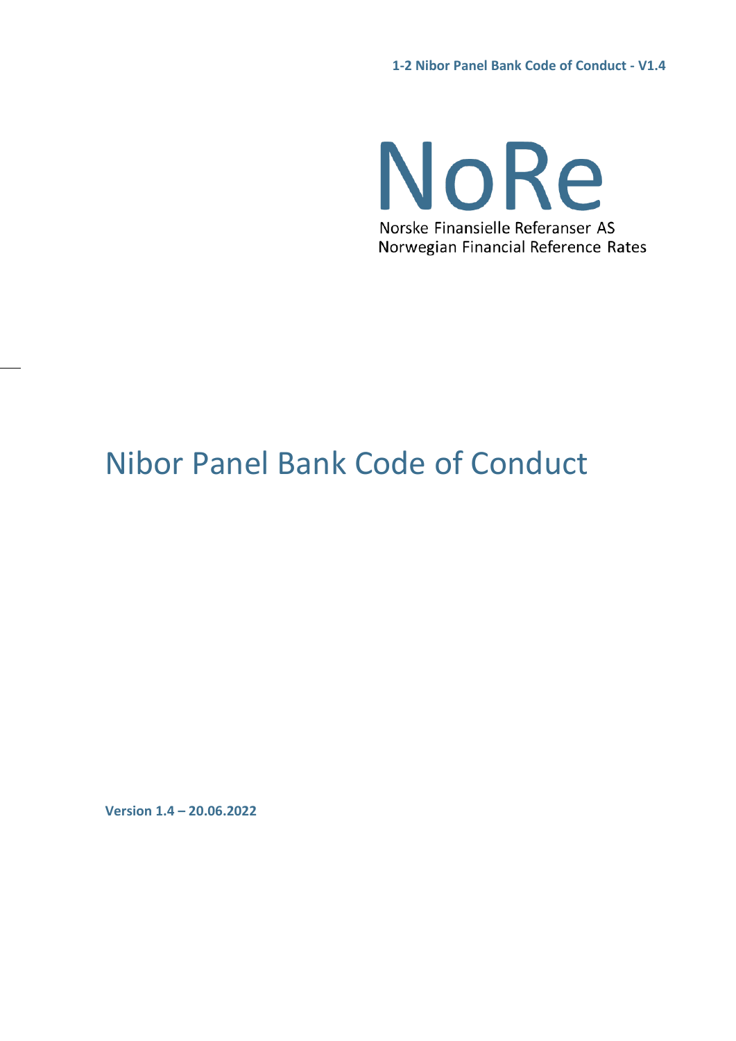NoRe

Norske Finansielle Referanser AS
Norwegian Financial Reference Rates

# Nibor Panel Bank Code of Conduct

**Version 1.4 – 20.06.2022**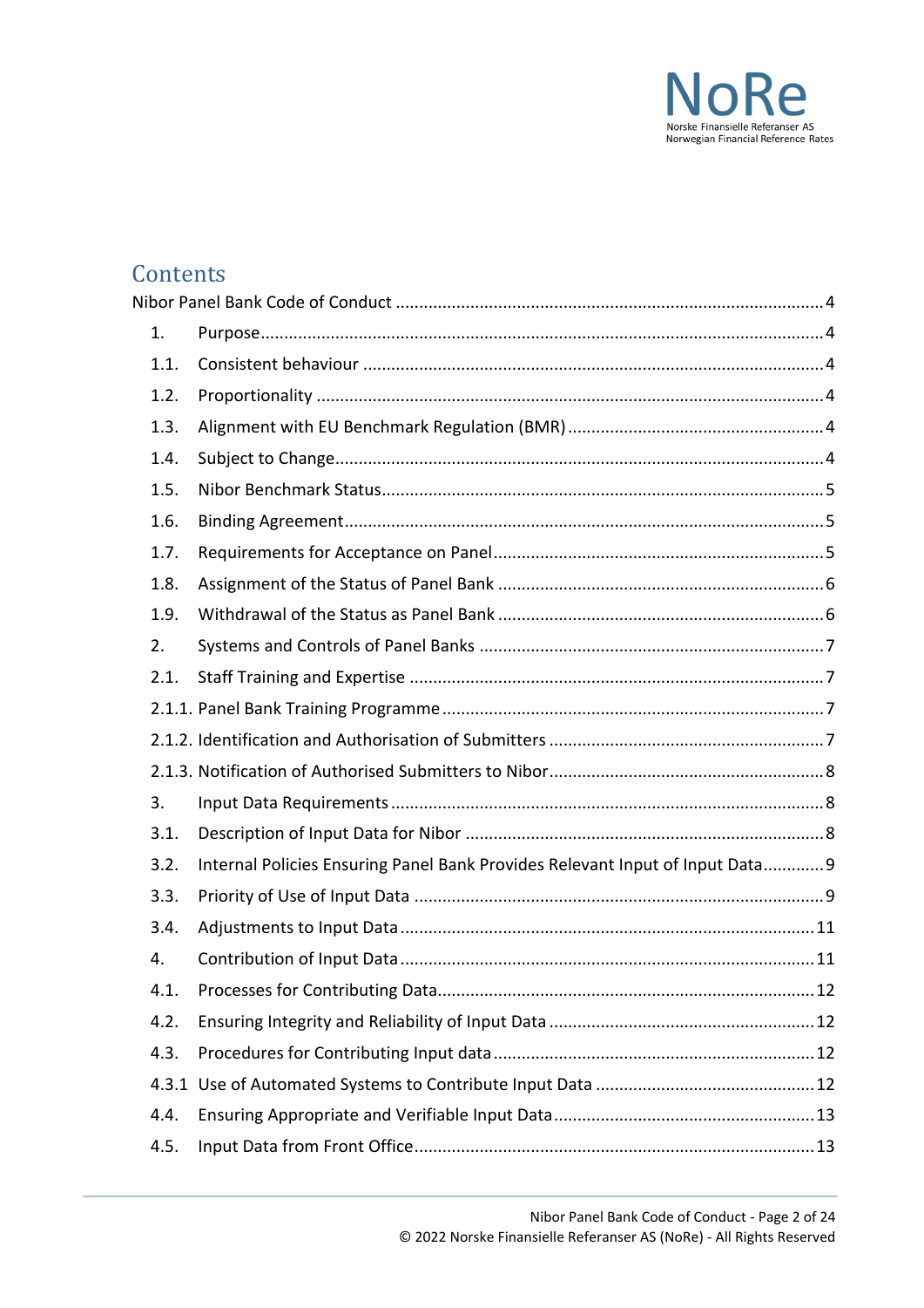## Contents

Nibor Panel Bank Code of Conduct ........................................................................................... 4

1. Purpose ........................................................................................................................ 4

1.1. Consistent behaviour ................................................................................................. 4

1.2. Proportionality ........................................................................................................... 4

1.3. Alignment with EU Benchmark Regulation (BMR) ...................................................... 4

1.4. Subject to Change ....................................................................................................... 4

1.5. Nibor Benchmark Status ............................................................................................. 5

1.6. Binding Agreement ..................................................................................................... 5

1.7. Requirements for Acceptance on Panel ...................................................................... 5

1.8. Assignment of the Status of Panel Bank ..................................................................... 6

1.9. Withdrawal of the Status as Panel Bank ..................................................................... 6

2. Systems and Controls of Panel Banks ......................................................................... 7

2.1. Staff Training and Expertise ....................................................................................... 7

2.1.1. Panel Bank Training Programme ............................................................................. 7

2.1.2. Identification and Authorisation of Submitters ........................................................ 7

2.1.3. Notification of Authorised Submitters to Nibor ........................................................ 8

3. Input Data Requirements ............................................................................................ 8

3.1. Description of Input Data for Nibor ............................................................................ 8

3.2. Internal Policies Ensuring Panel Bank Provides Relevant Input of Input Data ............. 9

3.3. Priority of Use of Input Data ....................................................................................... 9

3.4. Adjustments to Input Data ......................................................................................... 11

4. Contribution of Input Data ......................................................................................... 11

4.1. Processes for Contributing Data ................................................................................ 12

4.2. Ensuring Integrity and Reliability of Input Data ......................................................... 12

4.3. Procedures for Contributing Input data ..................................................................... 12

4.3.1 Use of Automated Systems to Contribute Input Data ............................................... 12

4.4. Ensuring Appropriate and Verifiable Input Data ......................................................... 13

4.5. Input Data from Front Office ...................................................................................... 13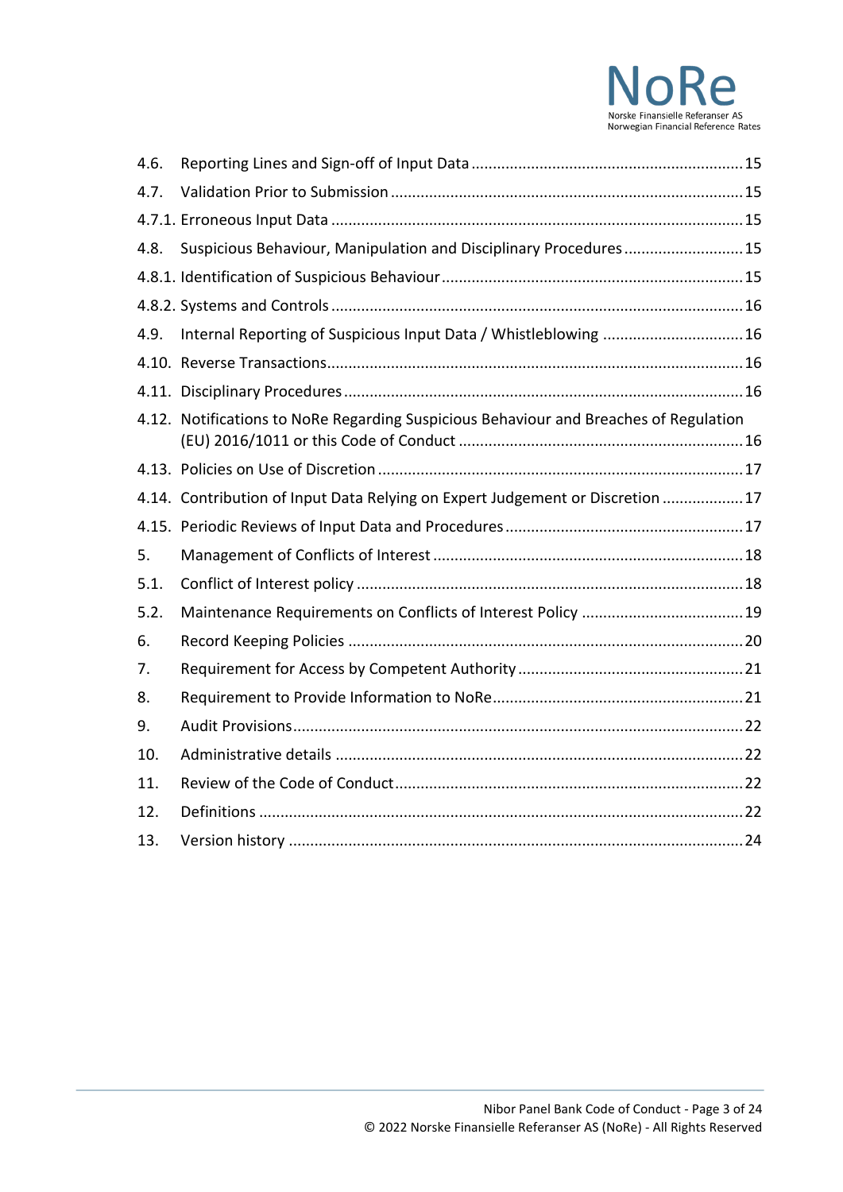| | | |
|---|---|---|
| 4.6. | Reporting Lines and Sign-off of Input Data | 15 |
| 4.7. | Validation Prior to Submission | 15 |
| 4.7.1. | Erroneous Input Data | 15 |
| 4.8. | Suspicious Behaviour, Manipulation and Disciplinary Procedures | 15 |
| 4.8.1. | Identification of Suspicious Behaviour | 15 |
| 4.8.2. | Systems and Controls | 16 |
| 4.9. | Internal Reporting of Suspicious Input Data / Whistleblowing | 16 |
| 4.10. | Reverse Transactions | 16 |
| 4.11. | Disciplinary Procedures | 16 |
| 4.12. | Notifications to NoRe Regarding Suspicious Behaviour and Breaches of Regulation (EU) 2016/1011 or this Code of Conduct | 16 |
| 4.13. | Policies on Use of Discretion | 17 |
| 4.14. | Contribution of Input Data Relying on Expert Judgement or Discretion | 17 |
| 4.15. | Periodic Reviews of Input Data and Procedures | 17 |
| 5. | Management of Conflicts of Interest | 18 |
| 5.1. | Conflict of Interest policy | 18 |
| 5.2. | Maintenance Requirements on Conflicts of Interest Policy | 19 |
| 6. | Record Keeping Policies | 20 |
| 7. | Requirement for Access by Competent Authority | 21 |
| 8. | Requirement to Provide Information to NoRe | 21 |
| 9. | Audit Provisions | 22 |
| 10. | Administrative details | 22 |
| 11. | Review of the Code of Conduct | 22 |
| 12. | Definitions | 22 |
| 13. | Version history | 24 |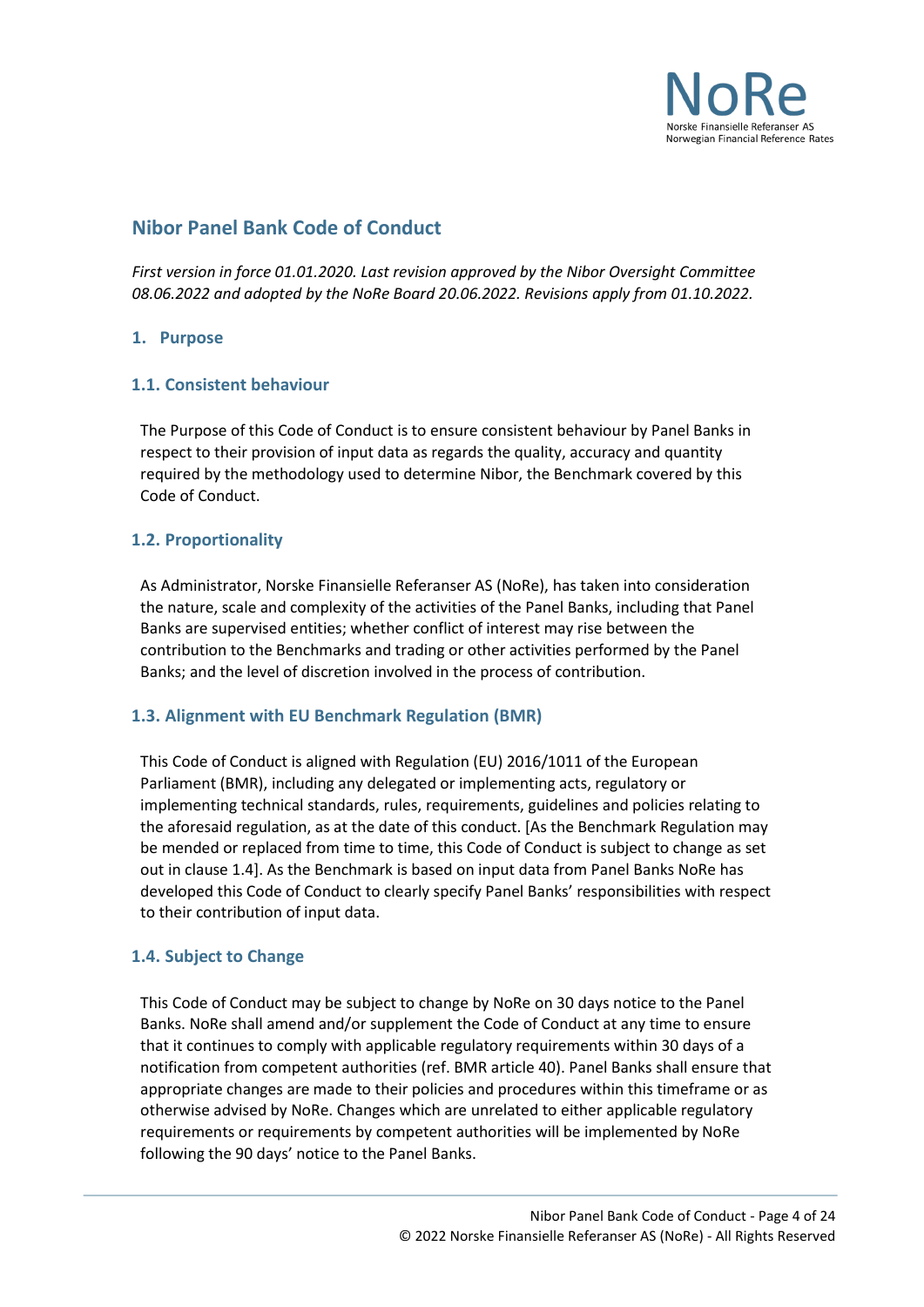## Nibor Panel Bank Code of Conduct

*First version in force 01.01.2020. Last revision approved by the Nibor Oversight Committee 08.06.2022 and adopted by the NoRe Board 20.06.2022. Revisions apply from 01.10.2022.*

### 1. Purpose

### 1.1. Consistent behaviour

The Purpose of this Code of Conduct is to ensure consistent behaviour by Panel Banks in respect to their provision of input data as regards the quality, accuracy and quantity required by the methodology used to determine Nibor, the Benchmark covered by this Code of Conduct.

### 1.2. Proportionality

As Administrator, Norske Finansielle Referanser AS (NoRe), has taken into consideration the nature, scale and complexity of the activities of the Panel Banks, including that Panel Banks are supervised entities; whether conflict of interest may rise between the contribution to the Benchmarks and trading or other activities performed by the Panel Banks; and the level of discretion involved in the process of contribution.

### 1.3. Alignment with EU Benchmark Regulation (BMR)

This Code of Conduct is aligned with Regulation (EU) 2016/1011 of the European Parliament (BMR), including any delegated or implementing acts, regulatory or implementing technical standards, rules, requirements, guidelines and policies relating to the aforesaid regulation, as at the date of this conduct. [As the Benchmark Regulation may be mended or replaced from time to time, this Code of Conduct is subject to change as set out in clause 1.4]. As the Benchmark is based on input data from Panel Banks NoRe has developed this Code of Conduct to clearly specify Panel Banks' responsibilities with respect to their contribution of input data.

### 1.4. Subject to Change

This Code of Conduct may be subject to change by NoRe on 30 days notice to the Panel Banks. NoRe shall amend and/or supplement the Code of Conduct at any time to ensure that it continues to comply with applicable regulatory requirements within 30 days of a notification from competent authorities (ref. BMR article 40). Panel Banks shall ensure that appropriate changes are made to their policies and procedures within this timeframe or as otherwise advised by NoRe. Changes which are unrelated to either applicable regulatory requirements or requirements by competent authorities will be implemented by NoRe following the 90 days' notice to the Panel Banks.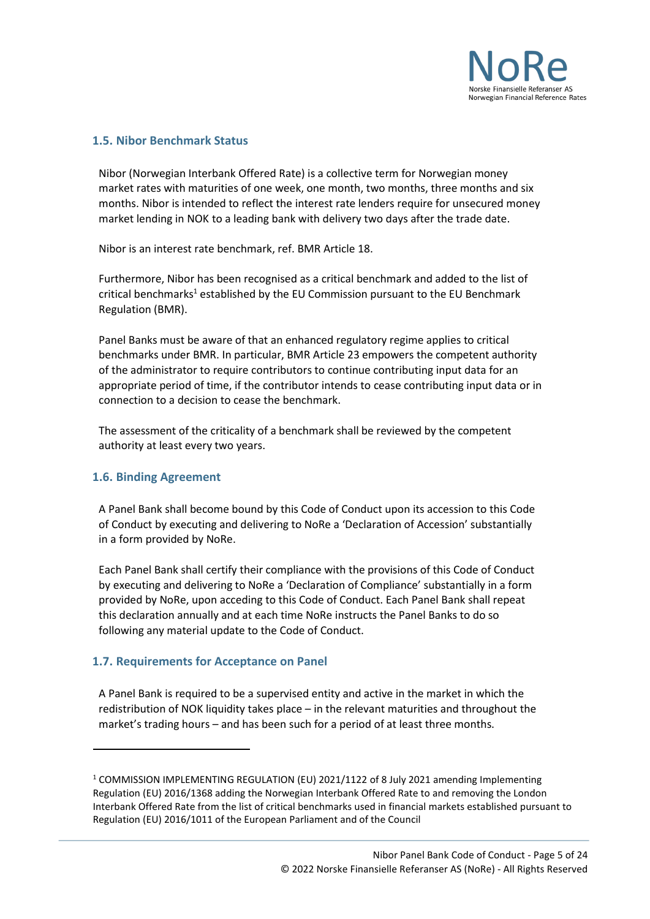### 1.5. Nibor Benchmark Status

Nibor (Norwegian Interbank Offered Rate) is a collective term for Norwegian money market rates with maturities of one week, one month, two months, three months and six months. Nibor is intended to reflect the interest rate lenders require for unsecured money market lending in NOK to a leading bank with delivery two days after the trade date.

Nibor is an interest rate benchmark, ref. BMR Article 18.

Furthermore, Nibor has been recognised as a critical benchmark and added to the list of critical benchmarks[1] established by the EU Commission pursuant to the EU Benchmark Regulation (BMR).

Panel Banks must be aware of that an enhanced regulatory regime applies to critical benchmarks under BMR. In particular, BMR Article 23 empowers the competent authority of the administrator to require contributors to continue contributing input data for an appropriate period of time, if the contributor intends to cease contributing input data or in connection to a decision to cease the benchmark.

The assessment of the criticality of a benchmark shall be reviewed by the competent authority at least every two years.

### 1.6. Binding Agreement

A Panel Bank shall become bound by this Code of Conduct upon its accession to this Code of Conduct by executing and delivering to NoRe a 'Declaration of Accession' substantially in a form provided by NoRe.

Each Panel Bank shall certify their compliance with the provisions of this Code of Conduct by executing and delivering to NoRe a 'Declaration of Compliance' substantially in a form provided by NoRe, upon acceding to this Code of Conduct. Each Panel Bank shall repeat this declaration annually and at each time NoRe instructs the Panel Banks to do so following any material update to the Code of Conduct.

### 1.7. Requirements for Acceptance on Panel

A Panel Bank is required to be a supervised entity and active in the market in which the redistribution of NOK liquidity takes place – in the relevant maturities and throughout the market's trading hours – and has been such for a period of at least three months.

---

[1] COMMISSION IMPLEMENTING REGULATION (EU) 2021/1122 of 8 July 2021 amending Implementing Regulation (EU) 2016/1368 adding the Norwegian Interbank Offered Rate to and removing the London Interbank Offered Rate from the list of critical benchmarks used in financial markets established pursuant to Regulation (EU) 2016/1011 of the European Parliament and of the Council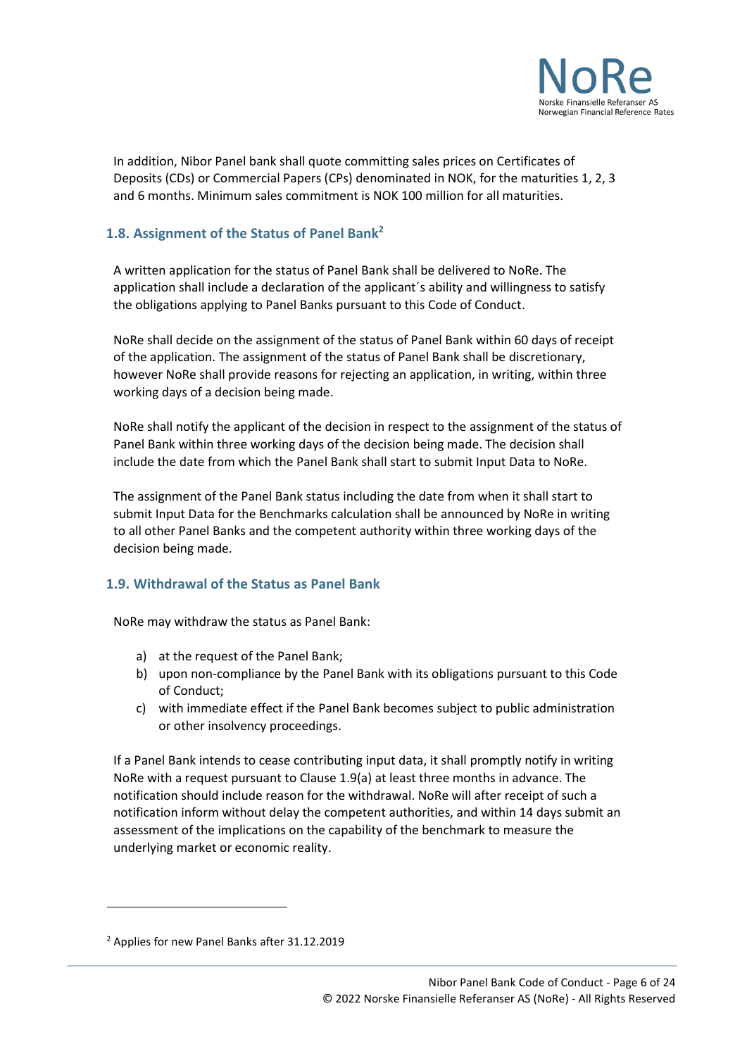In addition, Nibor Panel bank shall quote committing sales prices on Certificates of Deposits (CDs) or Commercial Papers (CPs) denominated in NOK, for the maturities 1, 2, 3 and 6 months. Minimum sales commitment is NOK 100 million for all maturities.

### 1.8. Assignment of the Status of Panel Bank[2]

A written application for the status of Panel Bank shall be delivered to NoRe. The application shall include a declaration of the applicant´s ability and willingness to satisfy the obligations applying to Panel Banks pursuant to this Code of Conduct.

NoRe shall decide on the assignment of the status of Panel Bank within 60 days of receipt of the application. The assignment of the status of Panel Bank shall be discretionary, however NoRe shall provide reasons for rejecting an application, in writing, within three working days of a decision being made.

NoRe shall notify the applicant of the decision in respect to the assignment of the status of Panel Bank within three working days of the decision being made. The decision shall include the date from which the Panel Bank shall start to submit Input Data to NoRe.

The assignment of the Panel Bank status including the date from when it shall start to submit Input Data for the Benchmarks calculation shall be announced by NoRe in writing to all other Panel Banks and the competent authority within three working days of the decision being made.

### 1.9. Withdrawal of the Status as Panel Bank

NoRe may withdraw the status as Panel Bank:

a) at the request of the Panel Bank;
b) upon non-compliance by the Panel Bank with its obligations pursuant to this Code of Conduct;
c) with immediate effect if the Panel Bank becomes subject to public administration or other insolvency proceedings.

If a Panel Bank intends to cease contributing input data, it shall promptly notify in writing NoRe with a request pursuant to Clause 1.9(a) at least three months in advance. The notification should include reason for the withdrawal. NoRe will after receipt of such a notification inform without delay the competent authorities, and within 14 days submit an assessment of the implications on the capability of the benchmark to measure the underlying market or economic reality.

---

[2] Applies for new Panel Banks after 31.12.2019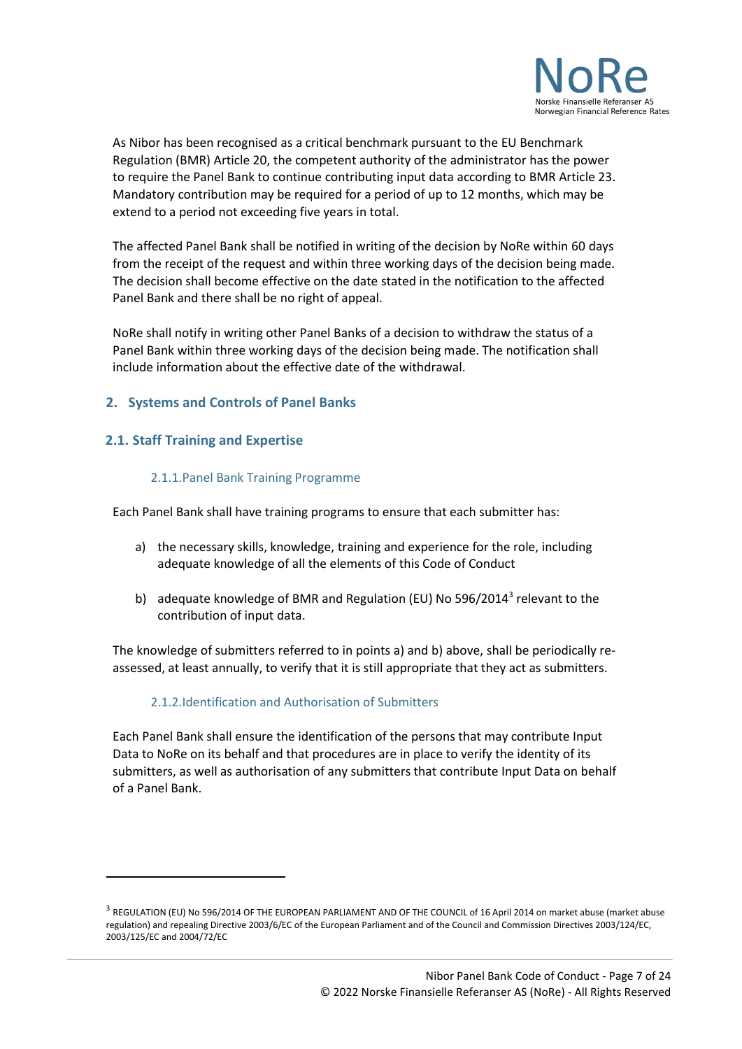As Nibor has been recognised as a critical benchmark pursuant to the EU Benchmark Regulation (BMR) Article 20, the competent authority of the administrator has the power to require the Panel Bank to continue contributing input data according to BMR Article 23. Mandatory contribution may be required for a period of up to 12 months, which may be extend to a period not exceeding five years in total.

The affected Panel Bank shall be notified in writing of the decision by NoRe within 60 days from the receipt of the request and within three working days of the decision being made. The decision shall become effective on the date stated in the notification to the affected Panel Bank and there shall be no right of appeal.

NoRe shall notify in writing other Panel Banks of a decision to withdraw the status of a Panel Bank within three working days of the decision being made. The notification shall include information about the effective date of the withdrawal.

## 2. Systems and Controls of Panel Banks

### 2.1. Staff Training and Expertise

#### 2.1.1. Panel Bank Training Programme

Each Panel Bank shall have training programs to ensure that each submitter has:

a) the necessary skills, knowledge, training and experience for the role, including adequate knowledge of all the elements of this Code of Conduct

b) adequate knowledge of BMR and Regulation (EU) No 596/2014[3] relevant to the contribution of input data.

The knowledge of submitters referred to in points a) and b) above, shall be periodically re-assessed, at least annually, to verify that it is still appropriate that they act as submitters.

#### 2.1.2. Identification and Authorisation of Submitters

Each Panel Bank shall ensure the identification of the persons that may contribute Input Data to NoRe on its behalf and that procedures are in place to verify the identity of its submitters, as well as authorisation of any submitters that contribute Input Data on behalf of a Panel Bank.

---

[3] REGULATION (EU) No 596/2014 OF THE EUROPEAN PARLIAMENT AND OF THE COUNCIL of 16 April 2014 on market abuse (market abuse regulation) and repealing Directive 2003/6/EC of the European Parliament and of the Council and Commission Directives 2003/124/EC, 2003/125/EC and 2004/72/EC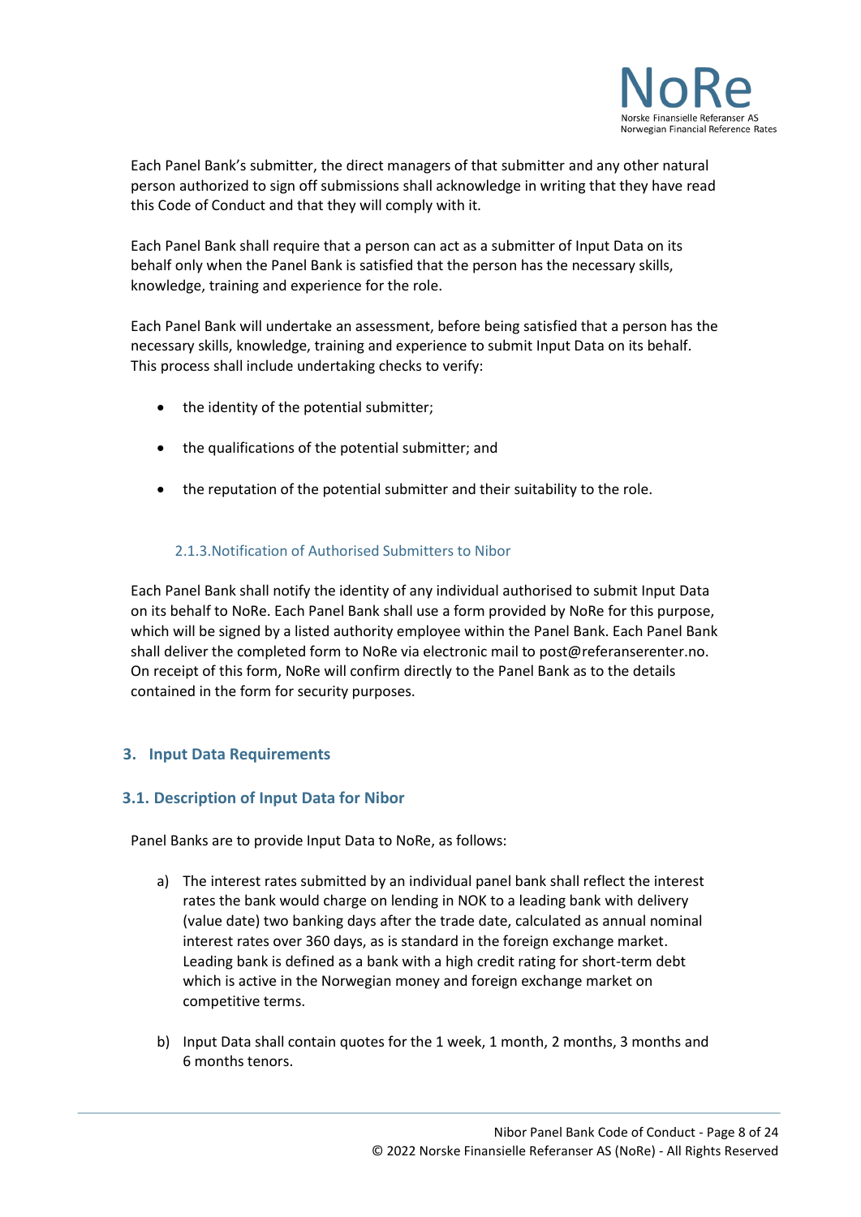Each Panel Bank's submitter, the direct managers of that submitter and any other natural person authorized to sign off submissions shall acknowledge in writing that they have read this Code of Conduct and that they will comply with it.

Each Panel Bank shall require that a person can act as a submitter of Input Data on its behalf only when the Panel Bank is satisfied that the person has the necessary skills, knowledge, training and experience for the role.

Each Panel Bank will undertake an assessment, before being satisfied that a person has the necessary skills, knowledge, training and experience to submit Input Data on its behalf. This process shall include undertaking checks to verify:

- the identity of the potential submitter;
- the qualifications of the potential submitter; and
- the reputation of the potential submitter and their suitability to the role.

#### 2.1.3. Notification of Authorised Submitters to Nibor

Each Panel Bank shall notify the identity of any individual authorised to submit Input Data on its behalf to NoRe. Each Panel Bank shall use a form provided by NoRe for this purpose, which will be signed by a listed authority employee within the Panel Bank. Each Panel Bank shall deliver the completed form to NoRe via electronic mail to post@referanserenter.no. On receipt of this form, NoRe will confirm directly to the Panel Bank as to the details contained in the form for security purposes.

## 3. Input Data Requirements

### 3.1. Description of Input Data for Nibor

Panel Banks are to provide Input Data to NoRe, as follows:

a) The interest rates submitted by an individual panel bank shall reflect the interest rates the bank would charge on lending in NOK to a leading bank with delivery (value date) two banking days after the trade date, calculated as annual nominal interest rates over 360 days, as is standard in the foreign exchange market. Leading bank is defined as a bank with a high credit rating for short-term debt which is active in the Norwegian money and foreign exchange market on competitive terms.

b) Input Data shall contain quotes for the 1 week, 1 month, 2 months, 3 months and 6 months tenors.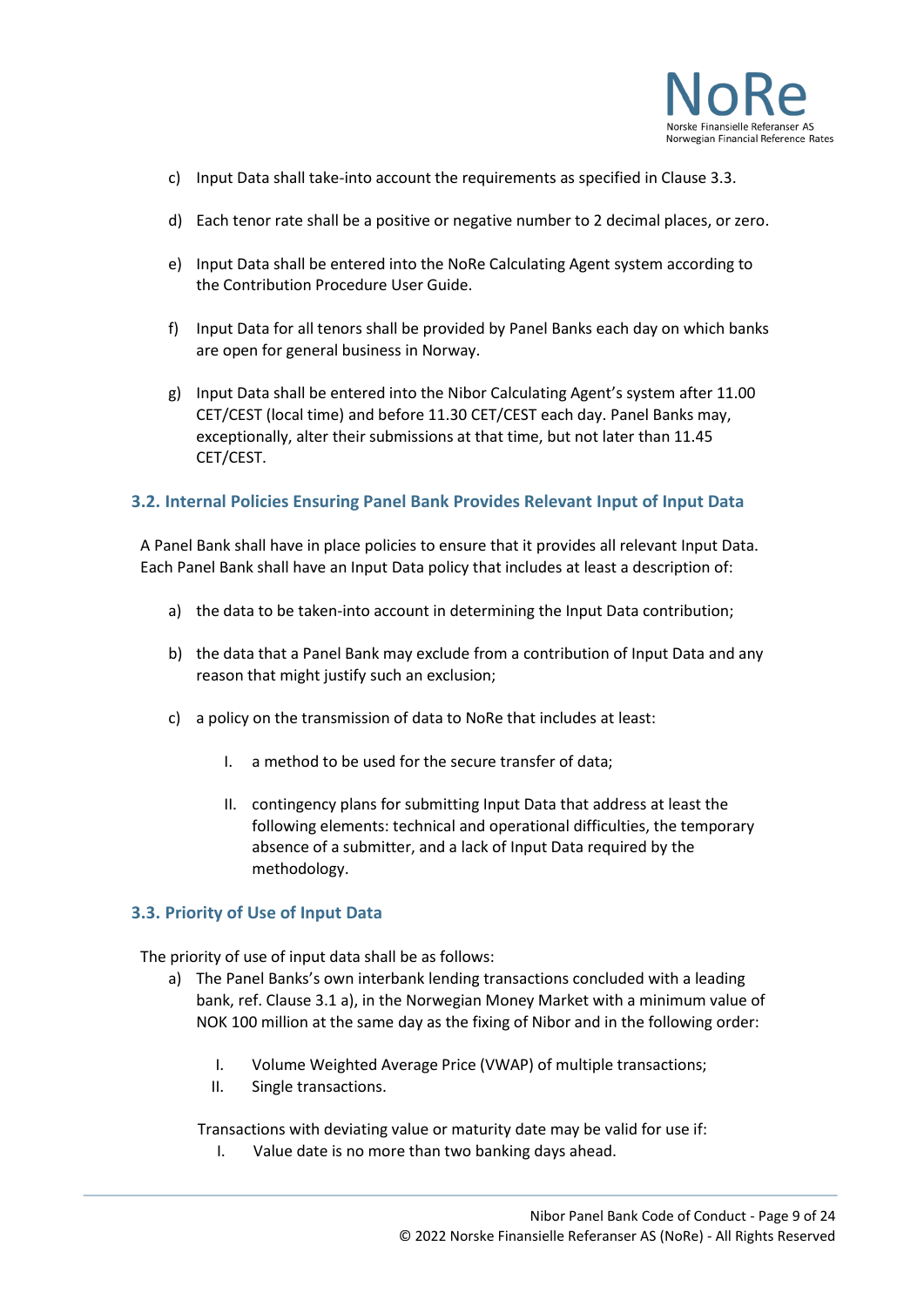c) Input Data shall take-into account the requirements as specified in Clause 3.3.

d) Each tenor rate shall be a positive or negative number to 2 decimal places, or zero.

e) Input Data shall be entered into the NoRe Calculating Agent system according to the Contribution Procedure User Guide.

f) Input Data for all tenors shall be provided by Panel Banks each day on which banks are open for general business in Norway.

g) Input Data shall be entered into the Nibor Calculating Agent's system after 11.00 CET/CEST (local time) and before 11.30 CET/CEST each day. Panel Banks may, exceptionally, alter their submissions at that time, but not later than 11.45 CET/CEST.

### 3.2. Internal Policies Ensuring Panel Bank Provides Relevant Input of Input Data

A Panel Bank shall have in place policies to ensure that it provides all relevant Input Data. Each Panel Bank shall have an Input Data policy that includes at least a description of:

a) the data to be taken-into account in determining the Input Data contribution;

b) the data that a Panel Bank may exclude from a contribution of Input Data and any reason that might justify such an exclusion;

c) a policy on the transmission of data to NoRe that includes at least:

    I. a method to be used for the secure transfer of data;

    II. contingency plans for submitting Input Data that address at least the following elements: technical and operational difficulties, the temporary absence of a submitter, and a lack of Input Data required by the methodology.

### 3.3. Priority of Use of Input Data

The priority of use of input data shall be as follows:

a) The Panel Banks's own interbank lending transactions concluded with a leading bank, ref. Clause 3.1 a), in the Norwegian Money Market with a minimum value of NOK 100 million at the same day as the fixing of Nibor and in the following order:

    I. Volume Weighted Average Price (VWAP) of multiple transactions;
    II. Single transactions.

   Transactions with deviating value or maturity date may be valid for use if:

    I. Value date is no more than two banking days ahead.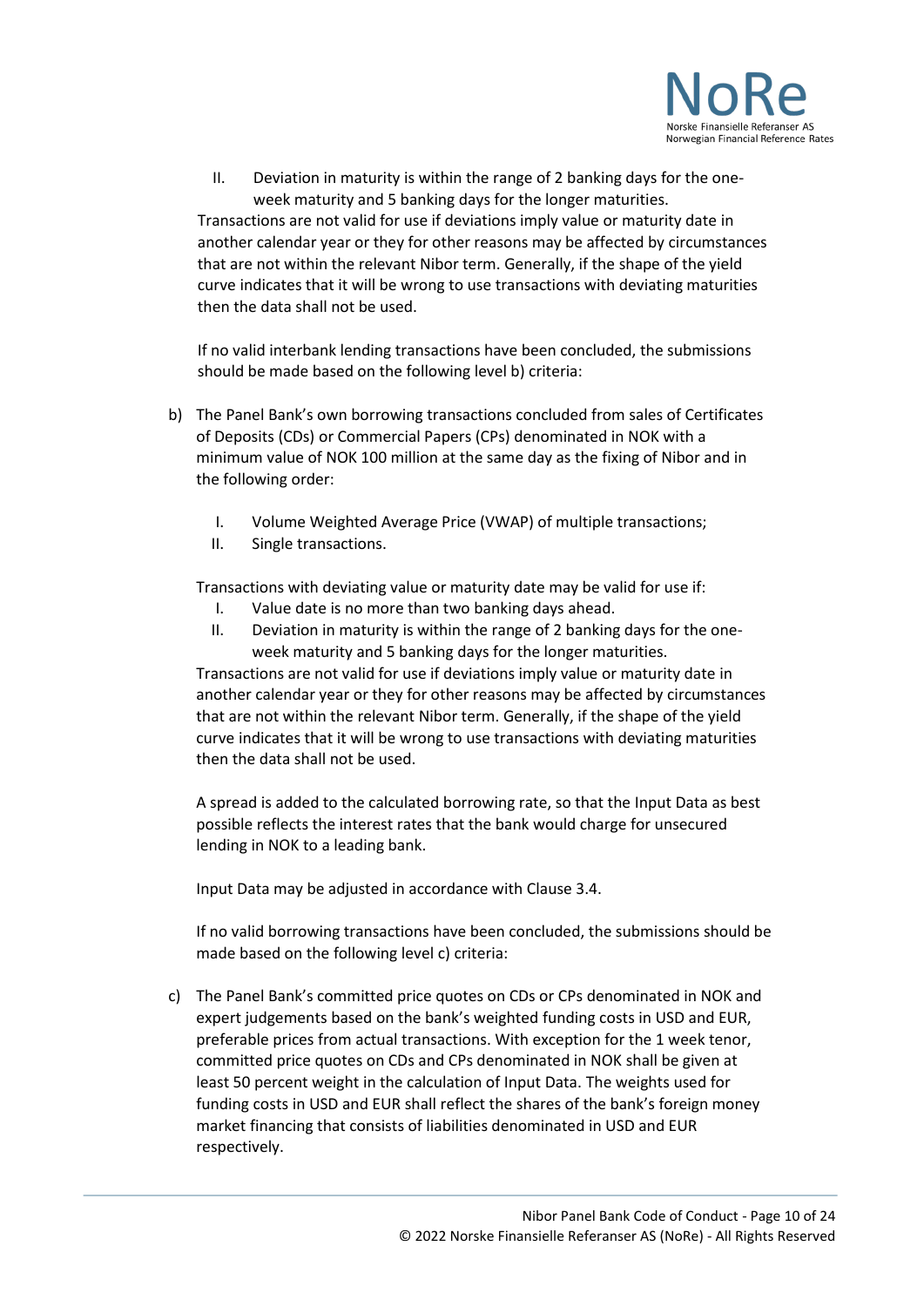II. Deviation in maturity is within the range of 2 banking days for the one-week maturity and 5 banking days for the longer maturities.

Transactions are not valid for use if deviations imply value or maturity date in another calendar year or they for other reasons may be affected by circumstances that are not within the relevant Nibor term. Generally, if the shape of the yield curve indicates that it will be wrong to use transactions with deviating maturities then the data shall not be used.

If no valid interbank lending transactions have been concluded, the submissions should be made based on the following level b) criteria:

b) The Panel Bank's own borrowing transactions concluded from sales of Certificates of Deposits (CDs) or Commercial Papers (CPs) denominated in NOK with a minimum value of NOK 100 million at the same day as the fixing of Nibor and in the following order:

   I. Volume Weighted Average Price (VWAP) of multiple transactions;
   II. Single transactions.

   Transactions with deviating value or maturity date may be valid for use if:

   I. Value date is no more than two banking days ahead.
   II. Deviation in maturity is within the range of 2 banking days for the one-week maturity and 5 banking days for the longer maturities.

   Transactions are not valid for use if deviations imply value or maturity date in another calendar year or they for other reasons may be affected by circumstances that are not within the relevant Nibor term. Generally, if the shape of the yield curve indicates that it will be wrong to use transactions with deviating maturities then the data shall not be used.

   A spread is added to the calculated borrowing rate, so that the Input Data as best possible reflects the interest rates that the bank would charge for unsecured lending in NOK to a leading bank.

   Input Data may be adjusted in accordance with Clause 3.4.

   If no valid borrowing transactions have been concluded, the submissions should be made based on the following level c) criteria:

c) The Panel Bank's committed price quotes on CDs or CPs denominated in NOK and expert judgements based on the bank's weighted funding costs in USD and EUR, preferable prices from actual transactions. With exception for the 1 week tenor, committed price quotes on CDs and CPs denominated in NOK shall be given at least 50 percent weight in the calculation of Input Data. The weights used for funding costs in USD and EUR shall reflect the shares of the bank's foreign money market financing that consists of liabilities denominated in USD and EUR respectively.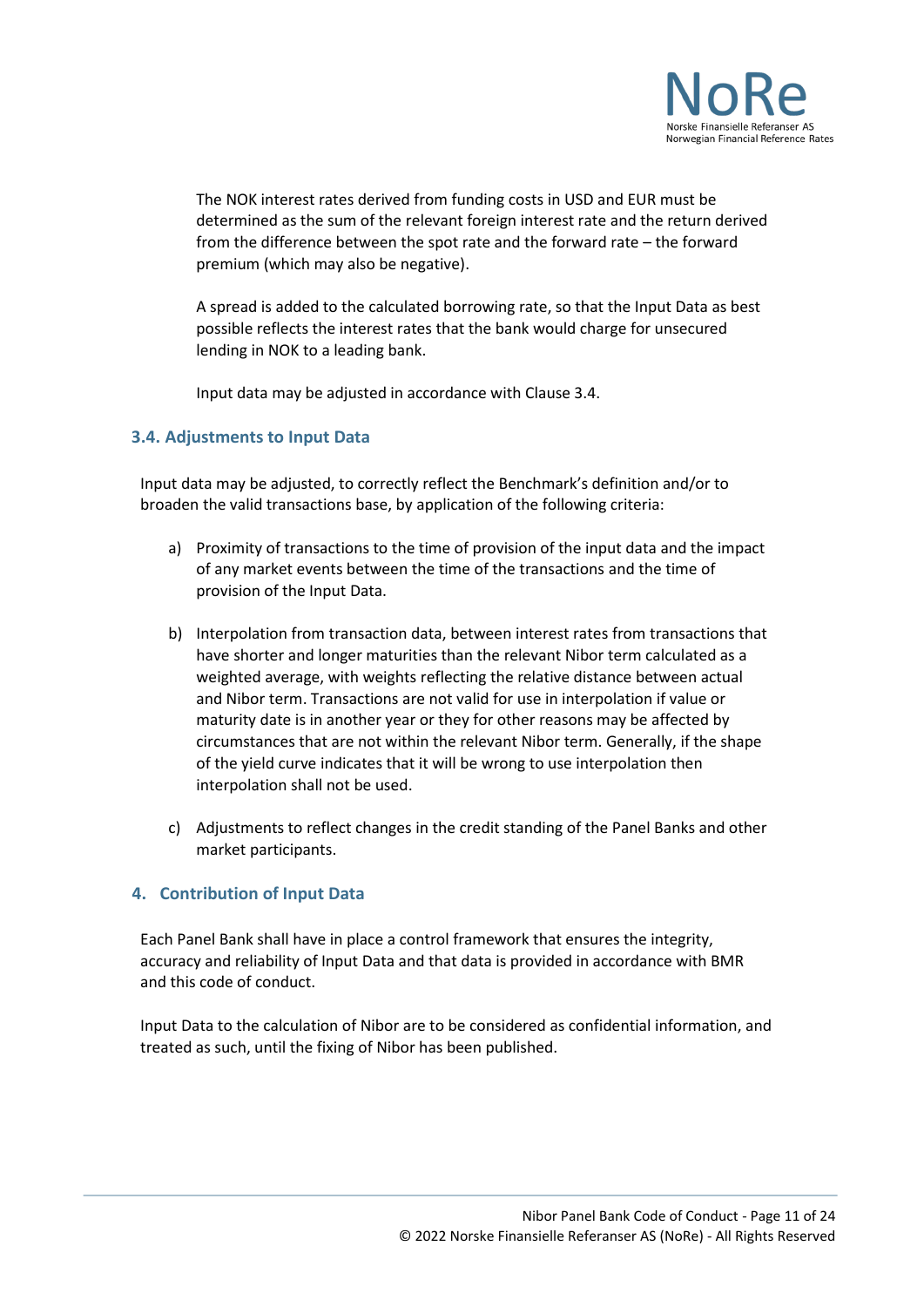The NOK interest rates derived from funding costs in USD and EUR must be determined as the sum of the relevant foreign interest rate and the return derived from the difference between the spot rate and the forward rate – the forward premium (which may also be negative).

A spread is added to the calculated borrowing rate, so that the Input Data as best possible reflects the interest rates that the bank would charge for unsecured lending in NOK to a leading bank.

Input data may be adjusted in accordance with Clause 3.4.

### 3.4. Adjustments to Input Data

Input data may be adjusted, to correctly reflect the Benchmark's definition and/or to broaden the valid transactions base, by application of the following criteria:

a) Proximity of transactions to the time of provision of the input data and the impact of any market events between the time of the transactions and the time of provision of the Input Data.

b) Interpolation from transaction data, between interest rates from transactions that have shorter and longer maturities than the relevant Nibor term calculated as a weighted average, with weights reflecting the relative distance between actual and Nibor term. Transactions are not valid for use in interpolation if value or maturity date is in another year or they for other reasons may be affected by circumstances that are not within the relevant Nibor term. Generally, if the shape of the yield curve indicates that it will be wrong to use interpolation then interpolation shall not be used.

c) Adjustments to reflect changes in the credit standing of the Panel Banks and other market participants.

## 4. Contribution of Input Data

Each Panel Bank shall have in place a control framework that ensures the integrity, accuracy and reliability of Input Data and that data is provided in accordance with BMR and this code of conduct.

Input Data to the calculation of Nibor are to be considered as confidential information, and treated as such, until the fixing of Nibor has been published.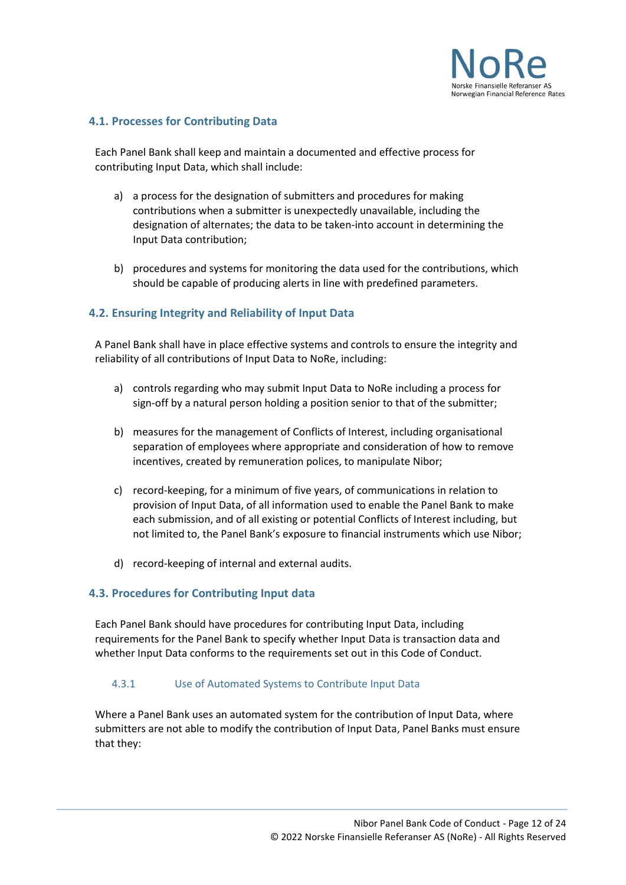### 4.1. Processes for Contributing Data

Each Panel Bank shall keep and maintain a documented and effective process for contributing Input Data, which shall include:

a) a process for the designation of submitters and procedures for making contributions when a submitter is unexpectedly unavailable, including the designation of alternates; the data to be taken-into account in determining the Input Data contribution;

b) procedures and systems for monitoring the data used for the contributions, which should be capable of producing alerts in line with predefined parameters.

### 4.2. Ensuring Integrity and Reliability of Input Data

A Panel Bank shall have in place effective systems and controls to ensure the integrity and reliability of all contributions of Input Data to NoRe, including:

a) controls regarding who may submit Input Data to NoRe including a process for sign-off by a natural person holding a position senior to that of the submitter;

b) measures for the management of Conflicts of Interest, including organisational separation of employees where appropriate and consideration of how to remove incentives, created by remuneration polices, to manipulate Nibor;

c) record-keeping, for a minimum of five years, of communications in relation to provision of Input Data, of all information used to enable the Panel Bank to make each submission, and of all existing or potential Conflicts of Interest including, but not limited to, the Panel Bank's exposure to financial instruments which use Nibor;

d) record-keeping of internal and external audits.

### 4.3. Procedures for Contributing Input data

Each Panel Bank should have procedures for contributing Input Data, including requirements for the Panel Bank to specify whether Input Data is transaction data and whether Input Data conforms to the requirements set out in this Code of Conduct.

#### 4.3.1 Use of Automated Systems to Contribute Input Data

Where a Panel Bank uses an automated system for the contribution of Input Data, where submitters are not able to modify the contribution of Input Data, Panel Banks must ensure that they: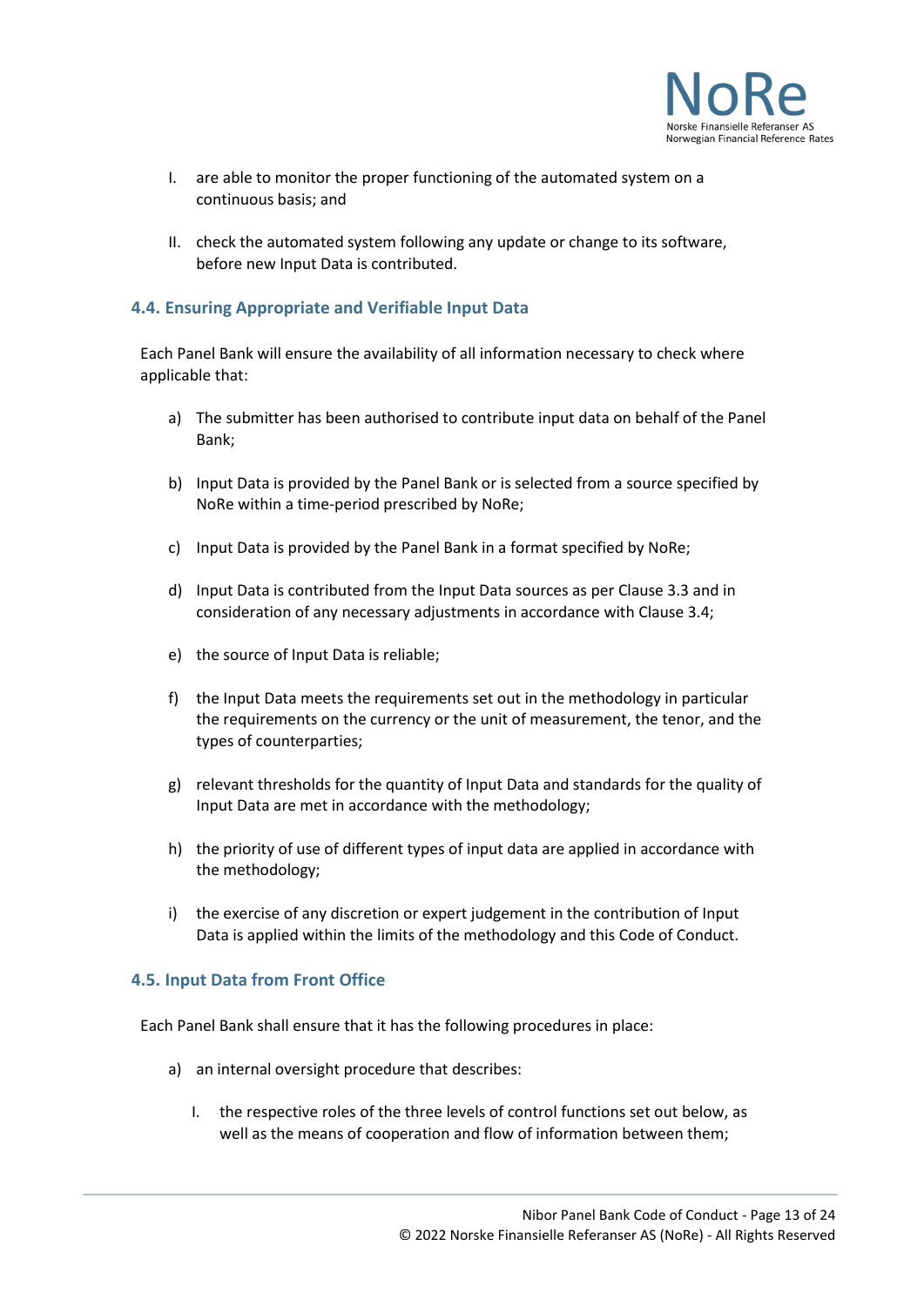I. are able to monitor the proper functioning of the automated system on a continuous basis; and

II. check the automated system following any update or change to its software, before new Input Data is contributed.

### 4.4. Ensuring Appropriate and Verifiable Input Data

Each Panel Bank will ensure the availability of all information necessary to check where applicable that:

a) The submitter has been authorised to contribute input data on behalf of the Panel Bank;

b) Input Data is provided by the Panel Bank or is selected from a source specified by NoRe within a time-period prescribed by NoRe;

c) Input Data is provided by the Panel Bank in a format specified by NoRe;

d) Input Data is contributed from the Input Data sources as per Clause 3.3 and in consideration of any necessary adjustments in accordance with Clause 3.4;

e) the source of Input Data is reliable;

f) the Input Data meets the requirements set out in the methodology in particular the requirements on the currency or the unit of measurement, the tenor, and the types of counterparties;

g) relevant thresholds for the quantity of Input Data and standards for the quality of Input Data are met in accordance with the methodology;

h) the priority of use of different types of input data are applied in accordance with the methodology;

i) the exercise of any discretion or expert judgement in the contribution of Input Data is applied within the limits of the methodology and this Code of Conduct.

### 4.5. Input Data from Front Office

Each Panel Bank shall ensure that it has the following procedures in place:

a) an internal oversight procedure that describes:

   I. the respective roles of the three levels of control functions set out below, as well as the means of cooperation and flow of information between them;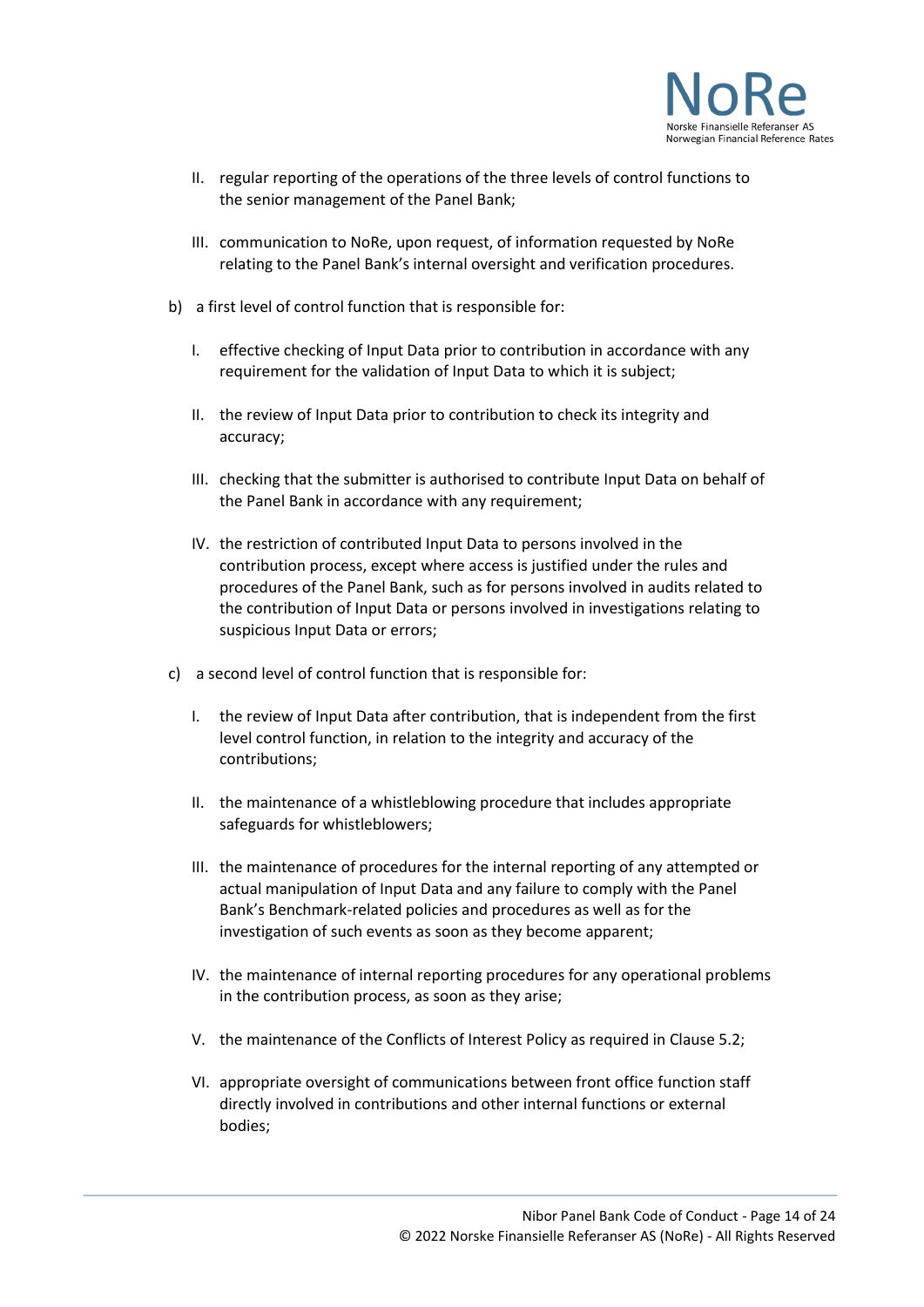II. regular reporting of the operations of the three levels of control functions to the senior management of the Panel Bank;

III. communication to NoRe, upon request, of information requested by NoRe relating to the Panel Bank's internal oversight and verification procedures.

b) a first level of control function that is responsible for:

I. effective checking of Input Data prior to contribution in accordance with any requirement for the validation of Input Data to which it is subject;

II. the review of Input Data prior to contribution to check its integrity and accuracy;

III. checking that the submitter is authorised to contribute Input Data on behalf of the Panel Bank in accordance with any requirement;

IV. the restriction of contributed Input Data to persons involved in the contribution process, except where access is justified under the rules and procedures of the Panel Bank, such as for persons involved in audits related to the contribution of Input Data or persons involved in investigations relating to suspicious Input Data or errors;

c) a second level of control function that is responsible for:

I. the review of Input Data after contribution, that is independent from the first level control function, in relation to the integrity and accuracy of the contributions;

II. the maintenance of a whistleblowing procedure that includes appropriate safeguards for whistleblowers;

III. the maintenance of procedures for the internal reporting of any attempted or actual manipulation of Input Data and any failure to comply with the Panel Bank's Benchmark-related policies and procedures as well as for the investigation of such events as soon as they become apparent;

IV. the maintenance of internal reporting procedures for any operational problems in the contribution process, as soon as they arise;

V. the maintenance of the Conflicts of Interest Policy as required in Clause 5.2;

VI. appropriate oversight of communications between front office function staff directly involved in contributions and other internal functions or external bodies;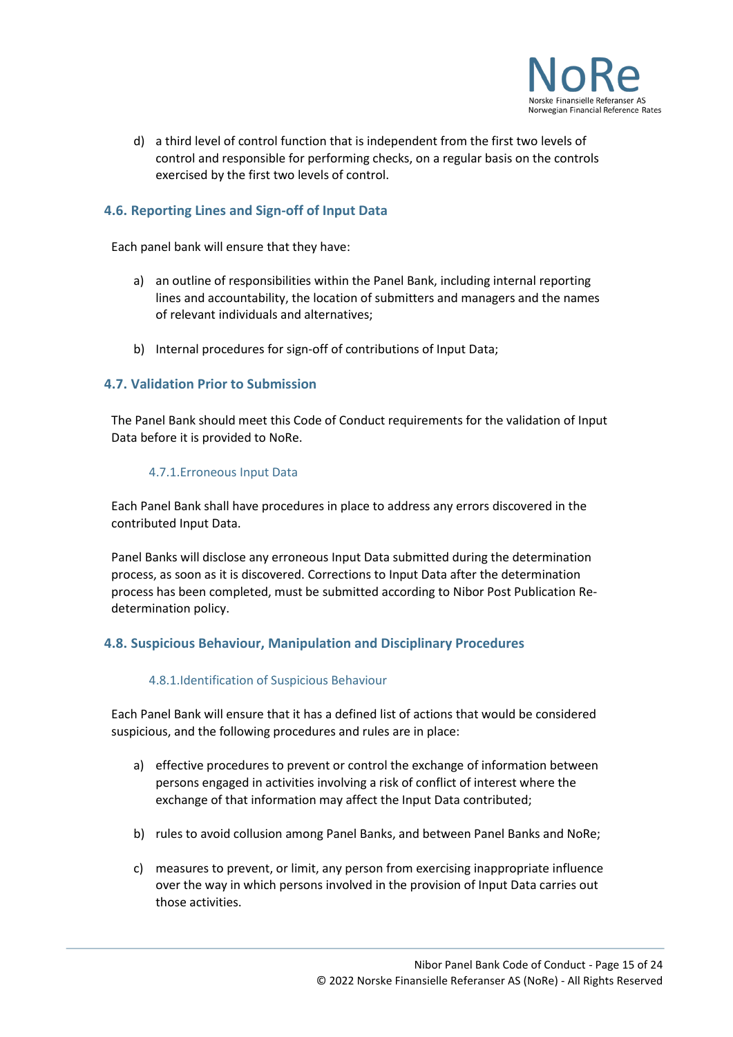d) a third level of control function that is independent from the first two levels of control and responsible for performing checks, on a regular basis on the controls exercised by the first two levels of control.

## 4.6. Reporting Lines and Sign-off of Input Data

Each panel bank will ensure that they have:

a) an outline of responsibilities within the Panel Bank, including internal reporting lines and accountability, the location of submitters and managers and the names of relevant individuals and alternatives;

b) Internal procedures for sign-off of contributions of Input Data;

## 4.7. Validation Prior to Submission

The Panel Bank should meet this Code of Conduct requirements for the validation of Input Data before it is provided to NoRe.

### 4.7.1. Erroneous Input Data

Each Panel Bank shall have procedures in place to address any errors discovered in the contributed Input Data.

Panel Banks will disclose any erroneous Input Data submitted during the determination process, as soon as it is discovered. Corrections to Input Data after the determination process has been completed, must be submitted according to Nibor Post Publication Re-determination policy.

## 4.8. Suspicious Behaviour, Manipulation and Disciplinary Procedures

### 4.8.1. Identification of Suspicious Behaviour

Each Panel Bank will ensure that it has a defined list of actions that would be considered suspicious, and the following procedures and rules are in place:

a) effective procedures to prevent or control the exchange of information between persons engaged in activities involving a risk of conflict of interest where the exchange of that information may affect the Input Data contributed;

b) rules to avoid collusion among Panel Banks, and between Panel Banks and NoRe;

c) measures to prevent, or limit, any person from exercising inappropriate influence over the way in which persons involved in the provision of Input Data carries out those activities.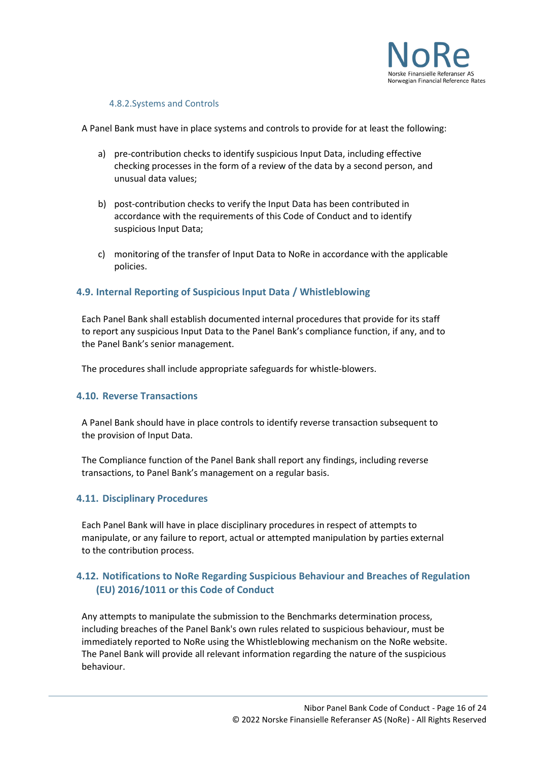#### 4.8.2. Systems and Controls

A Panel Bank must have in place systems and controls to provide for at least the following:

a) pre-contribution checks to identify suspicious Input Data, including effective checking processes in the form of a review of the data by a second person, and unusual data values;

b) post-contribution checks to verify the Input Data has been contributed in accordance with the requirements of this Code of Conduct and to identify suspicious Input Data;

c) monitoring of the transfer of Input Data to NoRe in accordance with the applicable policies.

### 4.9. Internal Reporting of Suspicious Input Data / Whistleblowing

Each Panel Bank shall establish documented internal procedures that provide for its staff to report any suspicious Input Data to the Panel Bank's compliance function, if any, and to the Panel Bank's senior management.

The procedures shall include appropriate safeguards for whistle-blowers.

### 4.10. Reverse Transactions

A Panel Bank should have in place controls to identify reverse transaction subsequent to the provision of Input Data.

The Compliance function of the Panel Bank shall report any findings, including reverse transactions, to Panel Bank's management on a regular basis.

### 4.11. Disciplinary Procedures

Each Panel Bank will have in place disciplinary procedures in respect of attempts to manipulate, or any failure to report, actual or attempted manipulation by parties external to the contribution process.

### 4.12. Notifications to NoRe Regarding Suspicious Behaviour and Breaches of Regulation (EU) 2016/1011 or this Code of Conduct

Any attempts to manipulate the submission to the Benchmarks determination process, including breaches of the Panel Bank's own rules related to suspicious behaviour, must be immediately reported to NoRe using the Whistleblowing mechanism on the NoRe website. The Panel Bank will provide all relevant information regarding the nature of the suspicious behaviour.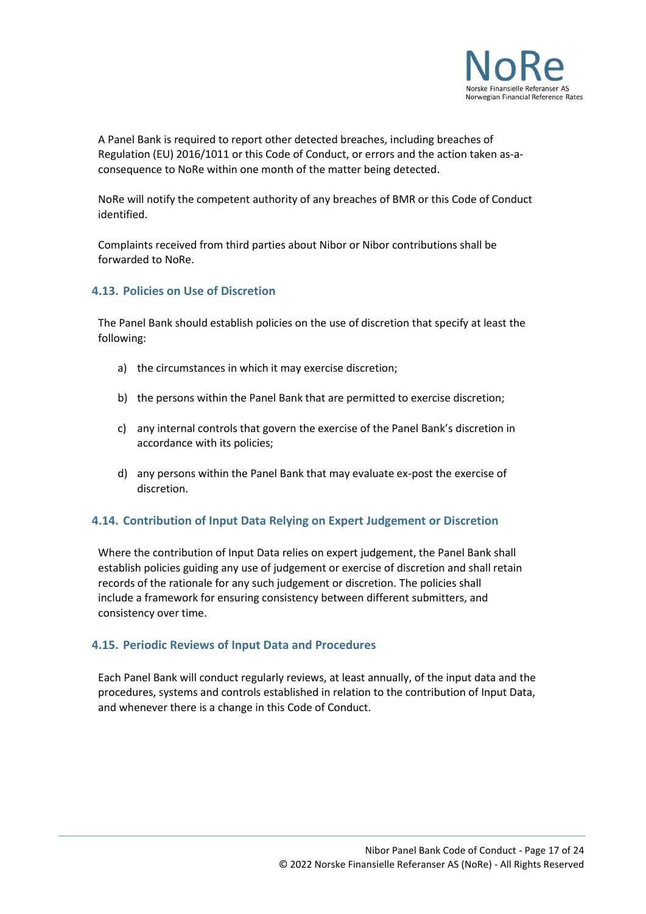A Panel Bank is required to report other detected breaches, including breaches of Regulation (EU) 2016/1011 or this Code of Conduct, or errors and the action taken as-a-consequence to NoRe within one month of the matter being detected.

NoRe will notify the competent authority of any breaches of BMR or this Code of Conduct identified.

Complaints received from third parties about Nibor or Nibor contributions shall be forwarded to NoRe.

### 4.13. Policies on Use of Discretion

The Panel Bank should establish policies on the use of discretion that specify at least the following:

a) the circumstances in which it may exercise discretion;

b) the persons within the Panel Bank that are permitted to exercise discretion;

c) any internal controls that govern the exercise of the Panel Bank's discretion in accordance with its policies;

d) any persons within the Panel Bank that may evaluate ex-post the exercise of discretion.

### 4.14. Contribution of Input Data Relying on Expert Judgement or Discretion

Where the contribution of Input Data relies on expert judgement, the Panel Bank shall establish policies guiding any use of judgement or exercise of discretion and shall retain records of the rationale for any such judgement or discretion. The policies shall include a framework for ensuring consistency between different submitters, and consistency over time.

### 4.15. Periodic Reviews of Input Data and Procedures

Each Panel Bank will conduct regularly reviews, at least annually, of the input data and the procedures, systems and controls established in relation to the contribution of Input Data, and whenever there is a change in this Code of Conduct.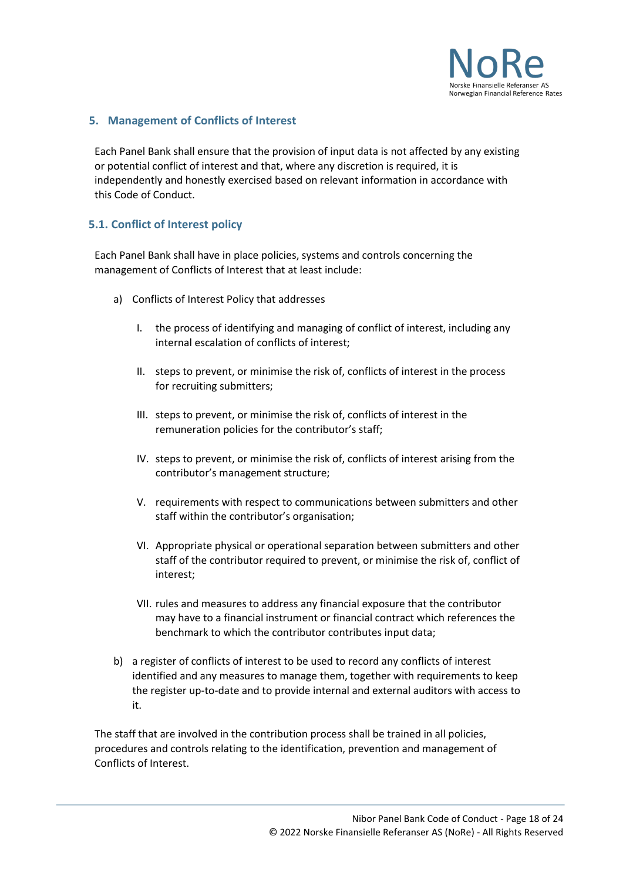## 5. Management of Conflicts of Interest

Each Panel Bank shall ensure that the provision of input data is not affected by any existing or potential conflict of interest and that, where any discretion is required, it is independently and honestly exercised based on relevant information in accordance with this Code of Conduct.

### 5.1. Conflict of Interest policy

Each Panel Bank shall have in place policies, systems and controls concerning the management of Conflicts of Interest that at least include:

a) Conflicts of Interest Policy that addresses

   I. the process of identifying and managing of conflict of interest, including any internal escalation of conflicts of interest;

   II. steps to prevent, or minimise the risk of, conflicts of interest in the process for recruiting submitters;

   III. steps to prevent, or minimise the risk of, conflicts of interest in the remuneration policies for the contributor's staff;

   IV. steps to prevent, or minimise the risk of, conflicts of interest arising from the contributor's management structure;

   V. requirements with respect to communications between submitters and other staff within the contributor's organisation;

   VI. Appropriate physical or operational separation between submitters and other staff of the contributor required to prevent, or minimise the risk of, conflict of interest;

   VII. rules and measures to address any financial exposure that the contributor may have to a financial instrument or financial contract which references the benchmark to which the contributor contributes input data;

b) a register of conflicts of interest to be used to record any conflicts of interest identified and any measures to manage them, together with requirements to keep the register up-to-date and to provide internal and external auditors with access to it.

The staff that are involved in the contribution process shall be trained in all policies, procedures and controls relating to the identification, prevention and management of Conflicts of Interest.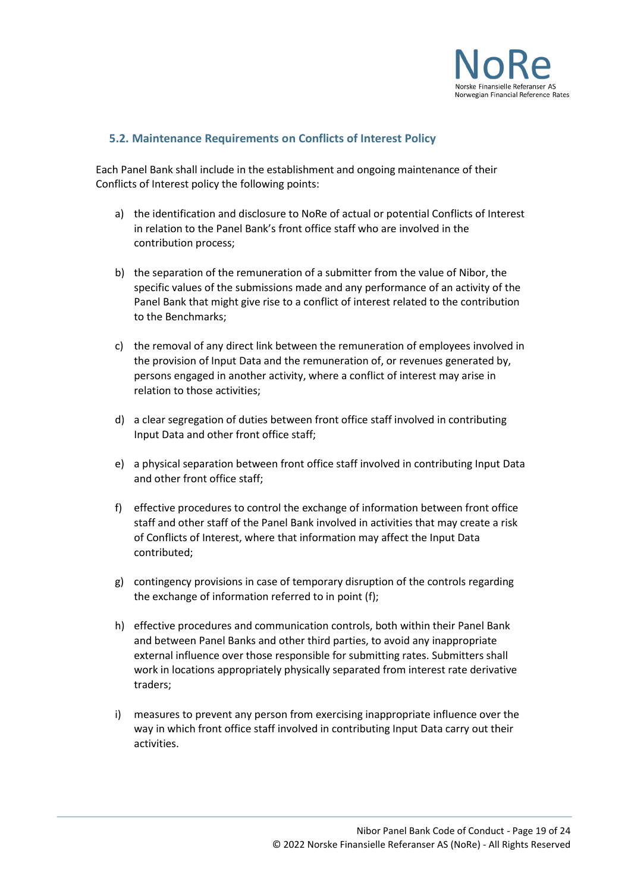## 5.2. Maintenance Requirements on Conflicts of Interest Policy

Each Panel Bank shall include in the establishment and ongoing maintenance of their Conflicts of Interest policy the following points:

a) the identification and disclosure to NoRe of actual or potential Conflicts of Interest in relation to the Panel Bank's front office staff who are involved in the contribution process;

b) the separation of the remuneration of a submitter from the value of Nibor, the specific values of the submissions made and any performance of an activity of the Panel Bank that might give rise to a conflict of interest related to the contribution to the Benchmarks;

c) the removal of any direct link between the remuneration of employees involved in the provision of Input Data and the remuneration of, or revenues generated by, persons engaged in another activity, where a conflict of interest may arise in relation to those activities;

d) a clear segregation of duties between front office staff involved in contributing Input Data and other front office staff;

e) a physical separation between front office staff involved in contributing Input Data and other front office staff;

f) effective procedures to control the exchange of information between front office staff and other staff of the Panel Bank involved in activities that may create a risk of Conflicts of Interest, where that information may affect the Input Data contributed;

g) contingency provisions in case of temporary disruption of the controls regarding the exchange of information referred to in point (f);

h) effective procedures and communication controls, both within their Panel Bank and between Panel Banks and other third parties, to avoid any inappropriate external influence over those responsible for submitting rates. Submitters shall work in locations appropriately physically separated from interest rate derivative traders;

i) measures to prevent any person from exercising inappropriate influence over the way in which front office staff involved in contributing Input Data carry out their activities.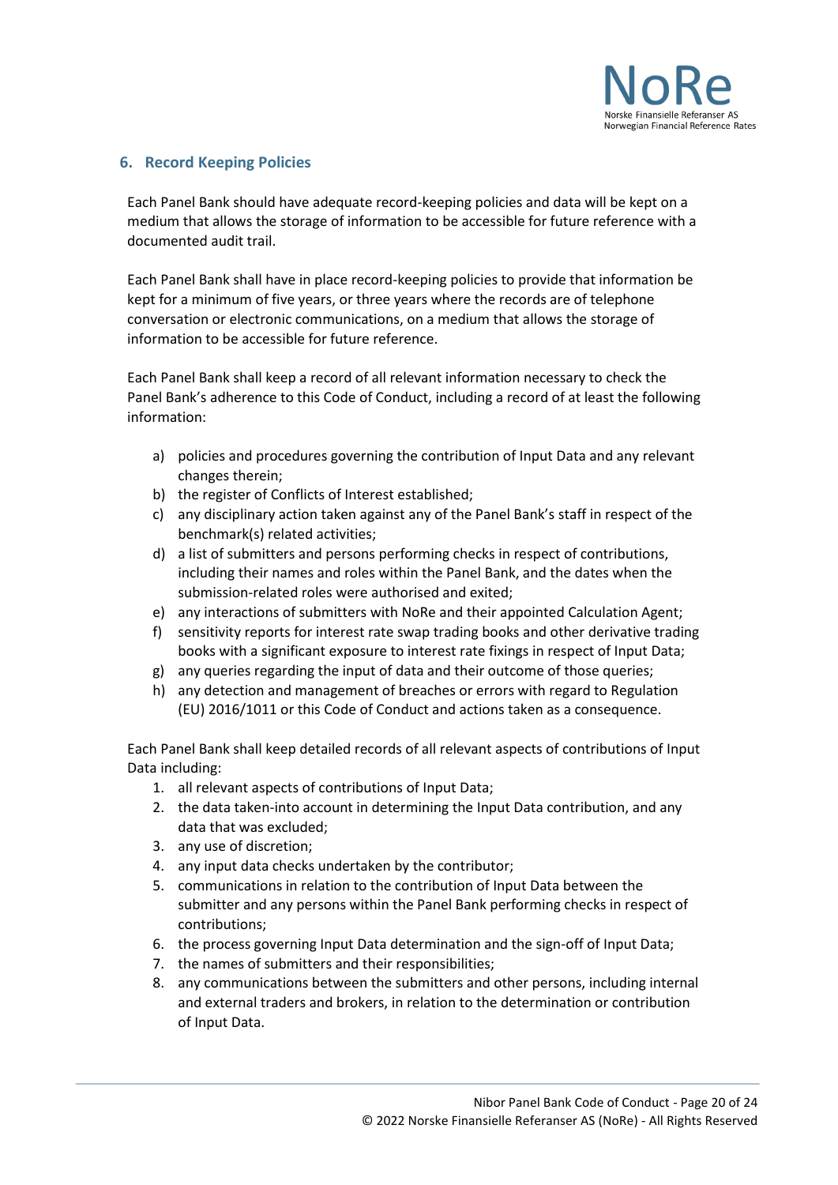## 6. Record Keeping Policies

Each Panel Bank should have adequate record-keeping policies and data will be kept on a medium that allows the storage of information to be accessible for future reference with a documented audit trail.

Each Panel Bank shall have in place record-keeping policies to provide that information be kept for a minimum of five years, or three years where the records are of telephone conversation or electronic communications, on a medium that allows the storage of information to be accessible for future reference.

Each Panel Bank shall keep a record of all relevant information necessary to check the Panel Bank's adherence to this Code of Conduct, including a record of at least the following information:

a) policies and procedures governing the contribution of Input Data and any relevant changes therein;
b) the register of Conflicts of Interest established;
c) any disciplinary action taken against any of the Panel Bank's staff in respect of the benchmark(s) related activities;
d) a list of submitters and persons performing checks in respect of contributions, including their names and roles within the Panel Bank, and the dates when the submission-related roles were authorised and exited;
e) any interactions of submitters with NoRe and their appointed Calculation Agent;
f) sensitivity reports for interest rate swap trading books and other derivative trading books with a significant exposure to interest rate fixings in respect of Input Data;
g) any queries regarding the input of data and their outcome of those queries;
h) any detection and management of breaches or errors with regard to Regulation (EU) 2016/1011 or this Code of Conduct and actions taken as a consequence.

Each Panel Bank shall keep detailed records of all relevant aspects of contributions of Input Data including:

1. all relevant aspects of contributions of Input Data;
2. the data taken-into account in determining the Input Data contribution, and any data that was excluded;
3. any use of discretion;
4. any input data checks undertaken by the contributor;
5. communications in relation to the contribution of Input Data between the submitter and any persons within the Panel Bank performing checks in respect of contributions;
6. the process governing Input Data determination and the sign-off of Input Data;
7. the names of submitters and their responsibilities;
8. any communications between the submitters and other persons, including internal and external traders and brokers, in relation to the determination or contribution of Input Data.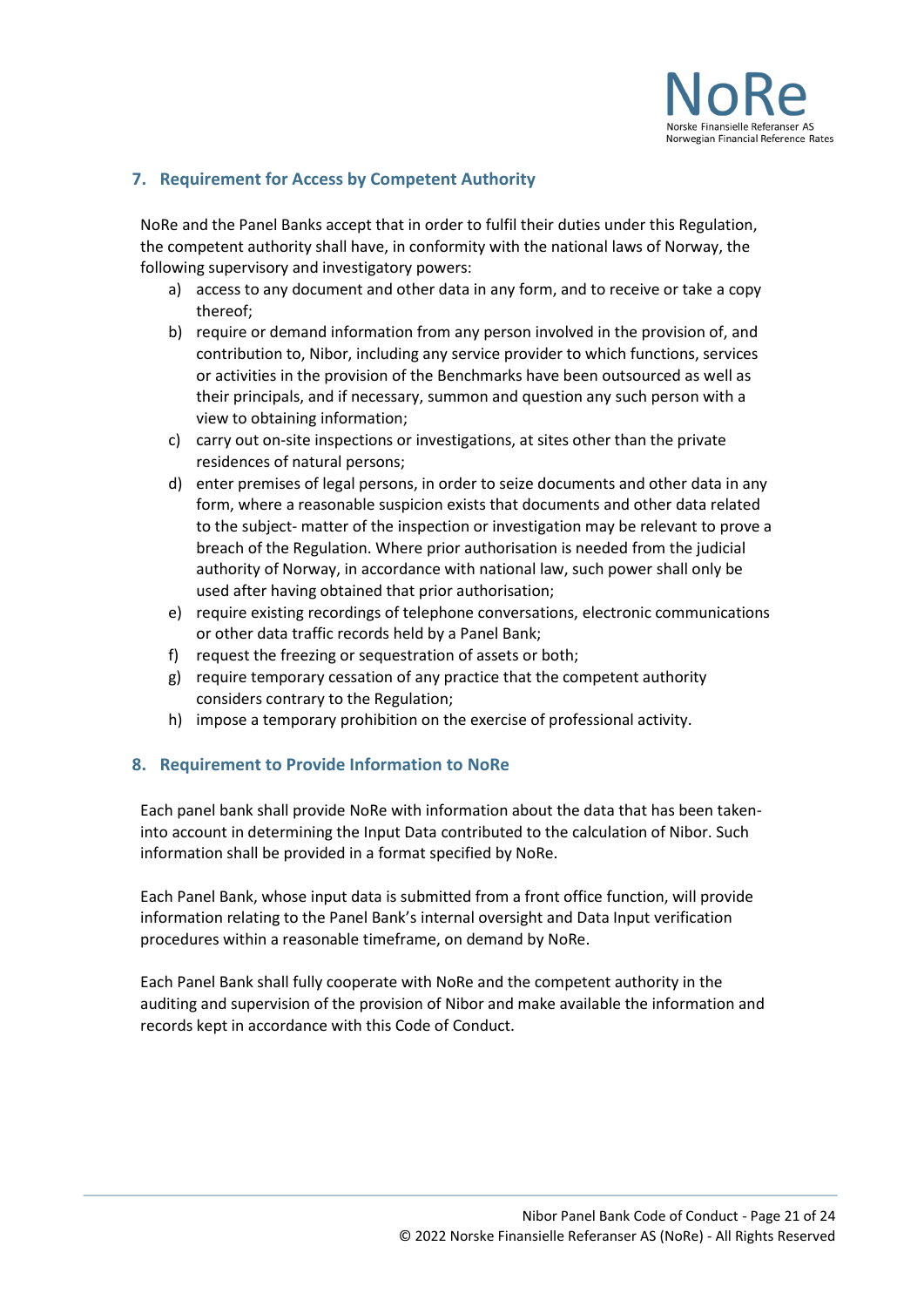## 7. Requirement for Access by Competent Authority

NoRe and the Panel Banks accept that in order to fulfil their duties under this Regulation, the competent authority shall have, in conformity with the national laws of Norway, the following supervisory and investigatory powers:

a) access to any document and other data in any form, and to receive or take a copy thereof;
b) require or demand information from any person involved in the provision of, and contribution to, Nibor, including any service provider to which functions, services or activities in the provision of the Benchmarks have been outsourced as well as their principals, and if necessary, summon and question any such person with a view to obtaining information;
c) carry out on-site inspections or investigations, at sites other than the private residences of natural persons;
d) enter premises of legal persons, in order to seize documents and other data in any form, where a reasonable suspicion exists that documents and other data related to the subject- matter of the inspection or investigation may be relevant to prove a breach of the Regulation. Where prior authorisation is needed from the judicial authority of Norway, in accordance with national law, such power shall only be used after having obtained that prior authorisation;
e) require existing recordings of telephone conversations, electronic communications or other data traffic records held by a Panel Bank;
f) request the freezing or sequestration of assets or both;
g) require temporary cessation of any practice that the competent authority considers contrary to the Regulation;
h) impose a temporary prohibition on the exercise of professional activity.

## 8. Requirement to Provide Information to NoRe

Each panel bank shall provide NoRe with information about the data that has been taken-into account in determining the Input Data contributed to the calculation of Nibor. Such information shall be provided in a format specified by NoRe.

Each Panel Bank, whose input data is submitted from a front office function, will provide information relating to the Panel Bank's internal oversight and Data Input verification procedures within a reasonable timeframe, on demand by NoRe.

Each Panel Bank shall fully cooperate with NoRe and the competent authority in the auditing and supervision of the provision of Nibor and make available the information and records kept in accordance with this Code of Conduct.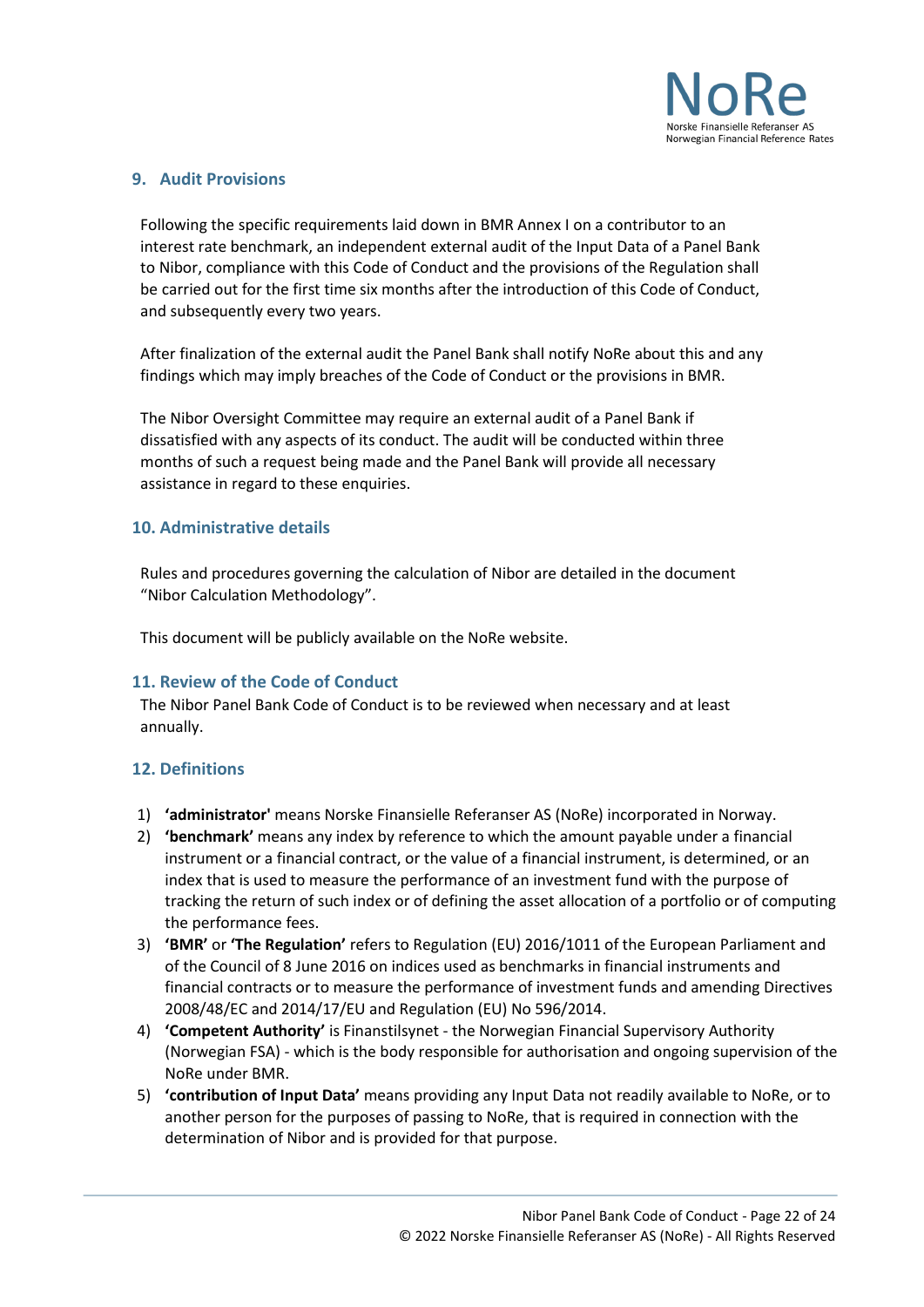## 9. Audit Provisions

Following the specific requirements laid down in BMR Annex I on a contributor to an interest rate benchmark, an independent external audit of the Input Data of a Panel Bank to Nibor, compliance with this Code of Conduct and the provisions of the Regulation shall be carried out for the first time six months after the introduction of this Code of Conduct, and subsequently every two years.

After finalization of the external audit the Panel Bank shall notify NoRe about this and any findings which may imply breaches of the Code of Conduct or the provisions in BMR.

The Nibor Oversight Committee may require an external audit of a Panel Bank if dissatisfied with any aspects of its conduct. The audit will be conducted within three months of such a request being made and the Panel Bank will provide all necessary assistance in regard to these enquiries.

## 10. Administrative details

Rules and procedures governing the calculation of Nibor are detailed in the document "Nibor Calculation Methodology".

This document will be publicly available on the NoRe website.

## 11. Review of the Code of Conduct

The Nibor Panel Bank Code of Conduct is to be reviewed when necessary and at least annually.

## 12. Definitions

1) **'administrator'** means Norske Finansielle Referanser AS (NoRe) incorporated in Norway.
2) **'benchmark'** means any index by reference to which the amount payable under a financial instrument or a financial contract, or the value of a financial instrument, is determined, or an index that is used to measure the performance of an investment fund with the purpose of tracking the return of such index or of defining the asset allocation of a portfolio or of computing the performance fees.
3) **'BMR'** or **'The Regulation'** refers to Regulation (EU) 2016/1011 of the European Parliament and of the Council of 8 June 2016 on indices used as benchmarks in financial instruments and financial contracts or to measure the performance of investment funds and amending Directives 2008/48/EC and 2014/17/EU and Regulation (EU) No 596/2014.
4) **'Competent Authority'** is Finanstilsynet - the Norwegian Financial Supervisory Authority (Norwegian FSA) - which is the body responsible for authorisation and ongoing supervision of the NoRe under BMR.
5) **'contribution of Input Data'** means providing any Input Data not readily available to NoRe, or to another person for the purposes of passing to NoRe, that is required in connection with the determination of Nibor and is provided for that purpose.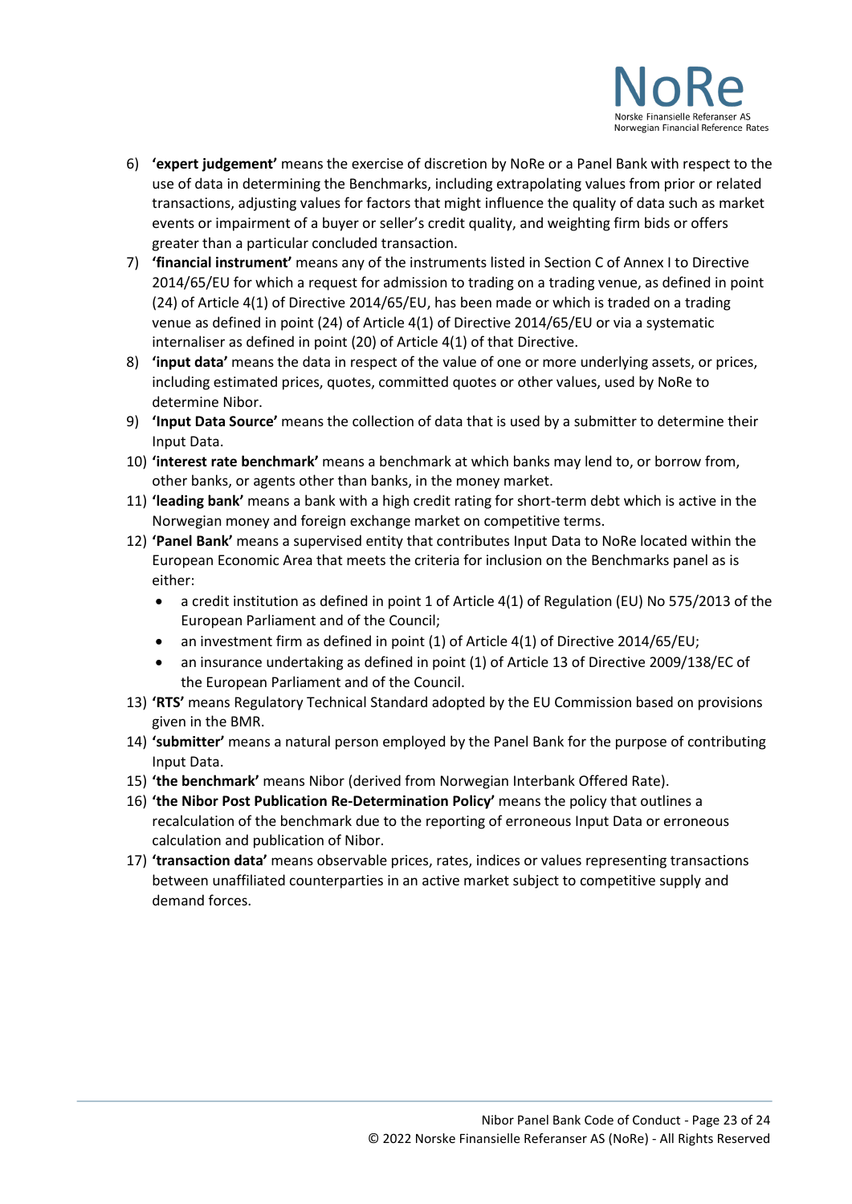6) **'expert judgement'** means the exercise of discretion by NoRe or a Panel Bank with respect to the use of data in determining the Benchmarks, including extrapolating values from prior or related transactions, adjusting values for factors that might influence the quality of data such as market events or impairment of a buyer or seller's credit quality, and weighting firm bids or offers greater than a particular concluded transaction.
7) **'financial instrument'** means any of the instruments listed in Section C of Annex I to Directive 2014/65/EU for which a request for admission to trading on a trading venue, as defined in point (24) of Article 4(1) of Directive 2014/65/EU, has been made or which is traded on a trading venue as defined in point (24) of Article 4(1) of Directive 2014/65/EU or via a systematic internaliser as defined in point (20) of Article 4(1) of that Directive.
8) **'input data'** means the data in respect of the value of one or more underlying assets, or prices, including estimated prices, quotes, committed quotes or other values, used by NoRe to determine Nibor.
9) **'Input Data Source'** means the collection of data that is used by a submitter to determine their Input Data.
10) **'interest rate benchmark'** means a benchmark at which banks may lend to, or borrow from, other banks, or agents other than banks, in the money market.
11) **'leading bank'** means a bank with a high credit rating for short-term debt which is active in the Norwegian money and foreign exchange market on competitive terms.
12) **'Panel Bank'** means a supervised entity that contributes Input Data to NoRe located within the European Economic Area that meets the criteria for inclusion on the Benchmarks panel as is either:
    - a credit institution as defined in point 1 of Article 4(1) of Regulation (EU) No 575/2013 of the European Parliament and of the Council;
    - an investment firm as defined in point (1) of Article 4(1) of Directive 2014/65/EU;
    - an insurance undertaking as defined in point (1) of Article 13 of Directive 2009/138/EC of the European Parliament and of the Council.
13) **'RTS'** means Regulatory Technical Standard adopted by the EU Commission based on provisions given in the BMR.
14) **'submitter'** means a natural person employed by the Panel Bank for the purpose of contributing Input Data.
15) **'the benchmark'** means Nibor (derived from Norwegian Interbank Offered Rate).
16) **'the Nibor Post Publication Re-Determination Policy'** means the policy that outlines a recalculation of the benchmark due to the reporting of erroneous Input Data or erroneous calculation and publication of Nibor.
17) **'transaction data'** means observable prices, rates, indices or values representing transactions between unaffiliated counterparties in an active market subject to competitive supply and demand forces.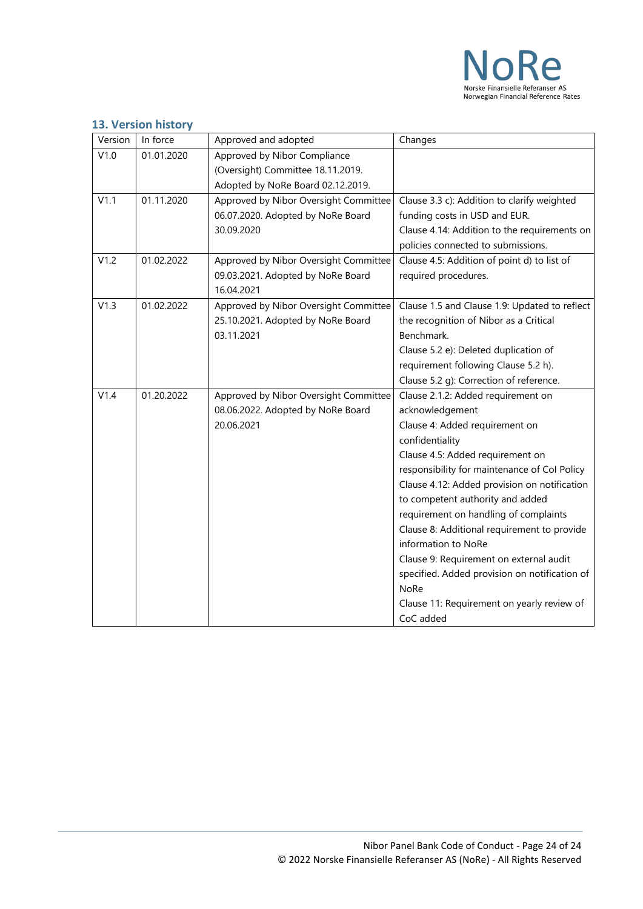## 13. Version history

| Version | In force | Approved and adopted | Changes |
|---|---|---|---|
| V1.0 | 01.01.2020 | Approved by Nibor Compliance (Oversight) Committee 18.11.2019. Adopted by NoRe Board 02.12.2019. | |
| V1.1 | 01.11.2020 | Approved by Nibor Oversight Committee 06.07.2020. Adopted by NoRe Board 30.09.2020 | Clause 3.3 c): Addition to clarify weighted funding costs in USD and EUR. Clause 4.14: Addition to the requirements on policies connected to submissions. |
| V1.2 | 01.02.2022 | Approved by Nibor Oversight Committee 09.03.2021. Adopted by NoRe Board 16.04.2021 | Clause 4.5: Addition of point d) to list of required procedures. |
| V1.3 | 01.02.2022 | Approved by Nibor Oversight Committee 25.10.2021. Adopted by NoRe Board 03.11.2021 | Clause 1.5 and Clause 1.9: Updated to reflect the recognition of Nibor as a Critical Benchmark. Clause 5.2 e): Deleted duplication of requirement following Clause 5.2 h). Clause 5.2 g): Correction of reference. |
| V1.4 | 01.20.2022 | Approved by Nibor Oversight Committee 08.06.2022. Adopted by NoRe Board 20.06.2021 | Clause 2.1.2: Added requirement on acknowledgement Clause 4: Added requirement on confidentiality Clause 4.5: Added requirement on responsibility for maintenance of CoI Policy Clause 4.12: Added provision on notification to competent authority and added requirement on handling of complaints Clause 8: Additional requirement to provide information to NoRe Clause 9: Requirement on external audit specified. Added provision on notification of NoRe Clause 11: Requirement on yearly review of CoC added |